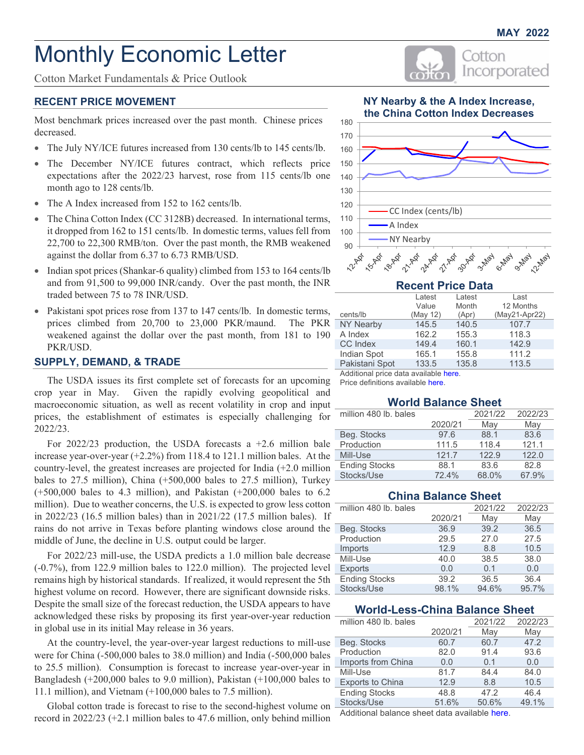MAY 2022

# Monthly Economic Letter

Cotton Market Fundamentals & Price Outlook

Cotton Incorporated

## RECENT PRICE MOVEMENT

Most benchmark prices increased over the past month. Chinese prices decreased.

- The July NY/ICE futures increased from 130 cents/lb to 145 cents/lb.
- The December NY/ICE futures contract, which reflects price expectations after the 2022/23 harvest, rose from 115 cents/lb one month ago to 128 cents/lb.
- The A Index increased from 152 to 162 cents/lb.
- The China Cotton Index (CC 3128B) decreased. In international terms, it dropped from 162 to 151 cents/lb. In domestic terms, values fell from 22,700 to 22,300 RMB/ton. Over the past month, the RMB weakened against the dollar from 6.37 to 6.73 RMB/USD.
- Indian spot prices (Shankar-6 quality) climbed from 153 to 164 cents/lb and from 91,500 to 99,000 INR/candy. Over the past month, the INR traded between 75 to 78 INR/USD.
- Pakistani spot prices rose from 137 to 147 cents/lb. In domestic terms, prices climbed from 20,700 to 23,000 PKR/maund. The PKR weakened against the dollar over the past month, from 181 to 190 PKR/USD.

## SUPPLY, DEMAND, & TRADE

The USDA issues its first complete set of forecasts for an upcoming crop year in May. Given the rapidly evolving geopolitical and macroeconomic situation, as well as recent volatility in crop and input prices, the establishment of estimates is especially challenging for 2022/23.

For 2022/23 production, the USDA forecasts a +2.6 million bale increase year-over-year (+2.2%) from 118.4 to 121.1 million bales. At the country-level, the greatest increases are projected for India (+2.0 million bales to 27.5 million), China (+500,000 bales to 27.5 million), Turkey (+500,000 bales to 4.3 million), and Pakistan (+200,000 bales to 6.2 million). Due to weather concerns, the U.S. is expected to grow less cotton in 2022/23 (16.5 million bales) than in 2021/22 (17.5 million bales). If rains do not arrive in Texas before planting windows close around the middle of June, the decline in U.S. output could be larger.

For 2022/23 mill-use, the USDA predicts a 1.0 million bale decrease (-0.7%), from 122.9 million bales to 122.0 million). The projected level remains high by historical standards. If realized, it would represent the 5th highest volume on record. However, there are significant downside risks. Despite the small size of the forecast reduction, the USDA appears to have acknowledged these risks by proposing its first year-over-year reduction in global use in its initial May release in 36 years.

At the country-level, the year-over-year largest reductions to mill-use were for China (-500,000 bales to 38.0 million) and India (-500,000 bales to 25.5 million). Consumption is forecast to increase year-over-year in Bangladesh (+200,000 bales to 9.0 million), Pakistan (+100,000 bales to 11.1 million), and Vietnam (+100,000 bales to 7.5 million).

Global cotton trade is forecast to rise to the second-highest volume on record in 2022/23 (+2.1 million bales to 47.6 million, only behind million

### NY Nearby & the A Index Increase, the China Cotton Index Decreases

### Recent Price Data

| cents/lb | Latest Value (May 12) | Latest Month (Apr) | Last 12 Months (May21-Apr22) |
|---|---|---|---|
| NY Nearby | 145.5 | 140.5 | 107.7 |
| A Index | 162.2 | 155.3 | 118.3 |
| CC Index | 149.4 | 160.1 | 142.9 |
| Indian Spot | 165.1 | 155.8 | 111.2 |
| Pakistani Spot | 133.5 | 135.8 | 113.5 |

Additional price data available here.
Price definitions available here.

### World Balance Sheet

| million 480 lb. bales | 2020/21 | 2021/22 May | 2022/23 May |
|---|---|---|---|
| Beg. Stocks | 97.6 | 88.1 | 83.6 |
| Production | 111.5 | 118.4 | 121.1 |
| Mill-Use | 121.7 | 122.9 | 122.0 |
| Ending Stocks | 88.1 | 83.6 | 82.8 |
| Stocks/Use | 72.4% | 68.0% | 67.9% |

### China Balance Sheet

| million 480 lb. bales | 2020/21 | 2021/22 May | 2022/23 May |
|---|---|---|---|
| Beg. Stocks | 36.9 | 39.2 | 36.5 |
| Production | 29.5 | 27.0 | 27.5 |
| Imports | 12.9 | 8.8 | 10.5 |
| Mill-Use | 40.0 | 38.5 | 38.0 |
| Exports | 0.0 | 0.1 | 0.0 |
| Ending Stocks | 39.2 | 36.5 | 36.4 |
| Stocks/Use | 98.1% | 94.6% | 95.7% |

### World-Less-China Balance Sheet

| million 480 lb. bales | 2020/21 | 2021/22 May | 2022/23 May |
|---|---|---|---|
| Beg. Stocks | 60.7 | 60.7 | 47.2 |
| Production | 82.0 | 91.4 | 93.6 |
| Imports from China | 0.0 | 0.1 | 0.0 |
| Mill-Use | 81.7 | 84.4 | 84.0 |
| Exports to China | 12.9 | 8.8 | 10.5 |
| Ending Stocks | 48.8 | 47.2 | 46.4 |
| Stocks/Use | 51.6% | 50.6% | 49.1% |

Additional balance sheet data available here.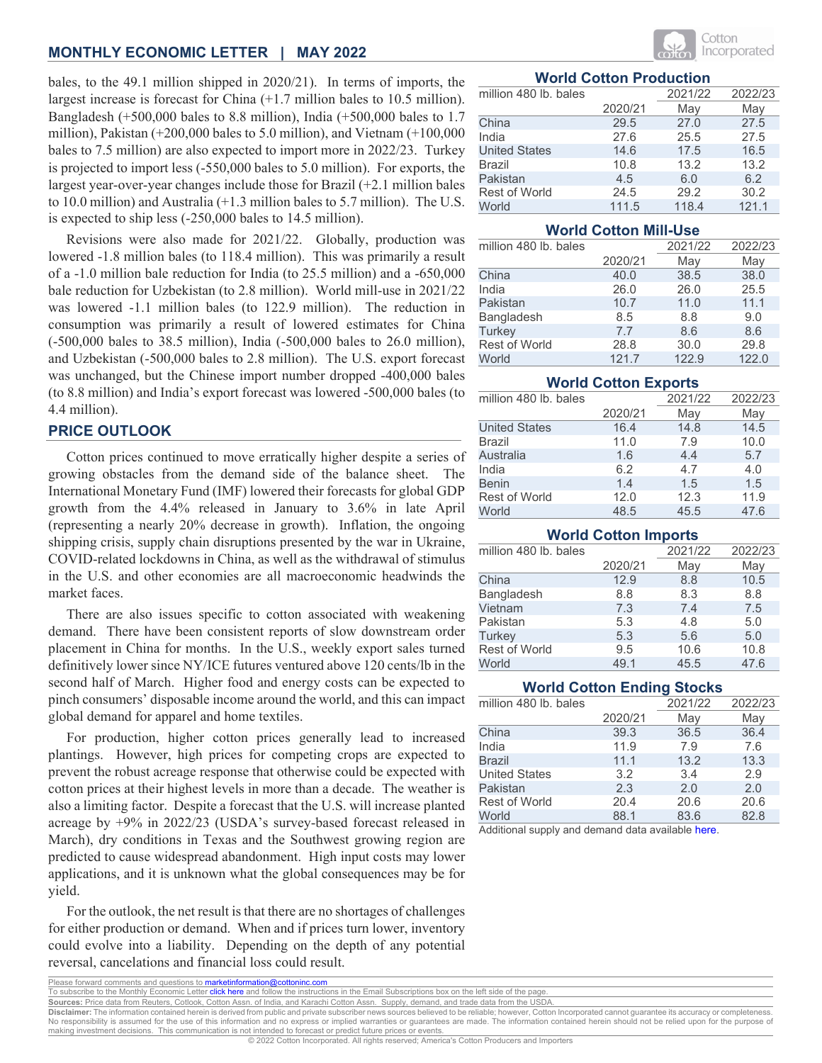bales, to the 49.1 million shipped in 2020/21). In terms of imports, the largest increase is forecast for China (+1.7 million bales to 10.5 million). Bangladesh (+500,000 bales to 8.8 million), India (+500,000 bales to 1.7 million), Pakistan (+200,000 bales to 5.0 million), and Vietnam (+100,000 bales to 7.5 million) are also expected to import more in 2022/23. Turkey is projected to import less (-550,000 bales to 5.0 million). For exports, the largest year-over-year changes include those for Brazil (+2.1 million bales to 10.0 million) and Australia (+1.3 million bales to 5.7 million). The U.S. is expected to ship less (-250,000 bales to 14.5 million).

Revisions were also made for 2021/22. Globally, production was lowered -1.8 million bales (to 118.4 million). This was primarily a result of a -1.0 million bale reduction for India (to 25.5 million) and a -650,000 bale reduction for Uzbekistan (to 2.8 million). World mill-use in 2021/22 was lowered -1.1 million bales (to 122.9 million). The reduction in consumption was primarily a result of lowered estimates for China (-500,000 bales to 38.5 million), India (-500,000 bales to 26.0 million), and Uzbekistan (-500,000 bales to 2.8 million). The U.S. export forecast was unchanged, but the Chinese import number dropped -400,000 bales (to 8.8 million) and India's export forecast was lowered -500,000 bales (to 4.4 million).

## PRICE OUTLOOK

Cotton prices continued to move erratically higher despite a series of growing obstacles from the demand side of the balance sheet. The International Monetary Fund (IMF) lowered their forecasts for global GDP growth from the 4.4% released in January to 3.6% in late April (representing a nearly 20% decrease in growth). Inflation, the ongoing shipping crisis, supply chain disruptions presented by the war in Ukraine, COVID-related lockdowns in China, as well as the withdrawal of stimulus in the U.S. and other economies are all macroeconomic headwinds the market faces.

There are also issues specific to cotton associated with weakening demand. There have been consistent reports of slow downstream order placement in China for months. In the U.S., weekly export sales turned definitively lower since NY/ICE futures ventured above 120 cents/lb in the second half of March. Higher food and energy costs can be expected to pinch consumers' disposable income around the world, and this can impact global demand for apparel and home textiles.

For production, higher cotton prices generally lead to increased plantings. However, high prices for competing crops are expected to prevent the robust acreage response that otherwise could be expected with cotton prices at their highest levels in more than a decade. The weather is also a limiting factor. Despite a forecast that the U.S. will increase planted acreage by +9% in 2022/23 (USDA's survey-based forecast released in March), dry conditions in Texas and the Southwest growing region are predicted to cause widespread abandonment. High input costs may lower applications, and it is unknown what the global consequences may be for yield.

For the outlook, the net result is that there are no shortages of challenges for either production or demand. When and if prices turn lower, inventory could evolve into a liability. Depending on the depth of any potential reversal, cancelations and financial loss could result.

### World Cotton Production

| million 480 lb. bales | 2020/21 | 2021/22 May | 2022/23 May |
|---|---|---|---|
| China | 29.5 | 27.0 | 27.5 |
| India | 27.6 | 25.5 | 27.5 |
| United States | 14.6 | 17.5 | 16.5 |
| Brazil | 10.8 | 13.2 | 13.2 |
| Pakistan | 4.5 | 6.0 | 6.2 |
| Rest of World | 24.5 | 29.2 | 30.2 |
| World | 111.5 | 118.4 | 121.1 |

### World Cotton Mill-Use

| million 480 lb. bales | 2020/21 | 2021/22 May | 2022/23 May |
|---|---|---|---|
| China | 40.0 | 38.5 | 38.0 |
| India | 26.0 | 26.0 | 25.5 |
| Pakistan | 10.7 | 11.0 | 11.1 |
| Bangladesh | 8.5 | 8.8 | 9.0 |
| Turkey | 7.7 | 8.6 | 8.6 |
| Rest of World | 28.8 | 30.0 | 29.8 |
| World | 121.7 | 122.9 | 122.0 |

### World Cotton Exports

| million 480 lb. bales | 2020/21 | 2021/22 May | 2022/23 May |
|---|---|---|---|
| United States | 16.4 | 14.8 | 14.5 |
| Brazil | 11.0 | 7.9 | 10.0 |
| Australia | 1.6 | 4.4 | 5.7 |
| India | 6.2 | 4.7 | 4.0 |
| Benin | 1.4 | 1.5 | 1.5 |
| Rest of World | 12.0 | 12.3 | 11.9 |
| World | 48.5 | 45.5 | 47.6 |

### World Cotton Imports

| million 480 lb. bales | 2020/21 | 2021/22 May | 2022/23 May |
|---|---|---|---|
| China | 12.9 | 8.8 | 10.5 |
| Bangladesh | 8.8 | 8.3 | 8.8 |
| Vietnam | 7.3 | 7.4 | 7.5 |
| Pakistan | 5.3 | 4.8 | 5.0 |
| Turkey | 5.3 | 5.6 | 5.0 |
| Rest of World | 9.5 | 10.6 | 10.8 |
| World | 49.1 | 45.5 | 47.6 |

### World Cotton Ending Stocks

| million 480 lb. bales | 2020/21 | 2021/22 May | 2022/23 May |
|---|---|---|---|
| China | 39.3 | 36.5 | 36.4 |
| India | 11.9 | 7.9 | 7.6 |
| Brazil | 11.1 | 13.2 | 13.3 |
| United States | 3.2 | 3.4 | 2.9 |
| Pakistan | 2.3 | 2.0 | 2.0 |
| Rest of World | 20.4 | 20.6 | 20.6 |
| World | 88.1 | 83.6 | 82.8 |

Additional supply and demand data available here.

Please forward comments and questions to marketinformation@cottoninc.com

To subscribe to the Monthly Economic Letter click here and follow the instructions in the Email Subscriptions box on the left side of the page.

**Sources:** Price data from Reuters, Cotlook, Cotton Assn. of India, and Karachi Cotton Assn. Supply, demand, and trade data from the USDA.

**Disclaimer:** The information contained herein is derived from public and private subscriber news sources believed to be reliable; however, Cotton Incorporated cannot guarantee its accuracy or completeness. No responsibility is assumed for the use of this information and no express or implied warranties or guarantees are made. The information contained herein should not be relied upon for the purpose of making investment decisions. This communication is not intended to forecast or predict future prices or events.

© 2022 Cotton Incorporated. All rights reserved; America's Cotton Producers and Importers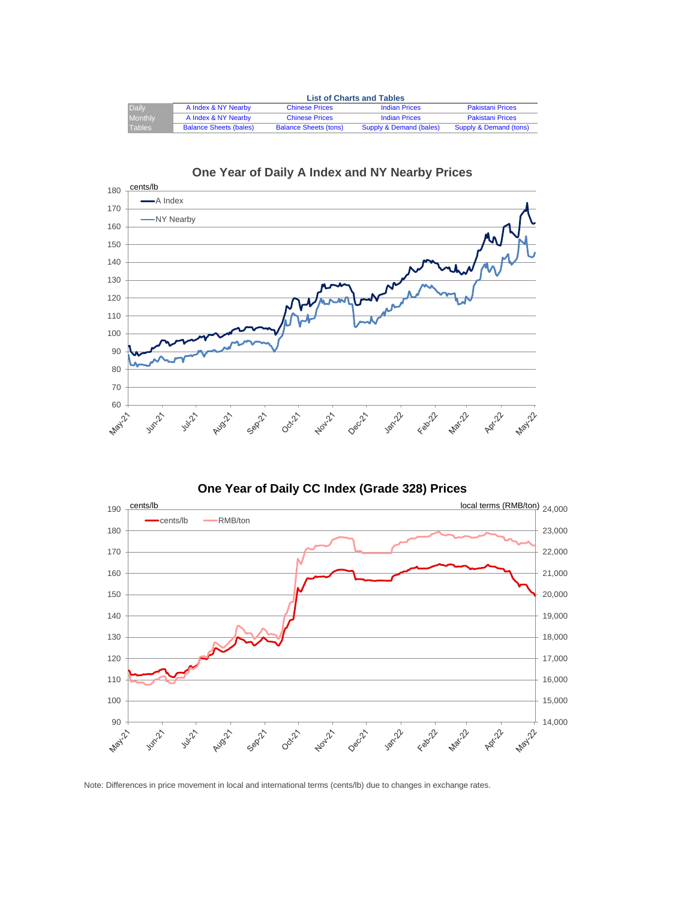**List of Charts and Tables**

| | | | | |
|---|---|---|---|---|
| Daily | A Index & NY Nearby | Chinese Prices | Indian Prices | Pakistani Prices |
| Monthly | A Index & NY Nearby | Chinese Prices | Indian Prices | Pakistani Prices |
| Tables | Balance Sheets (bales) | Balance Sheets (tons) | Supply & Demand (bales) | Supply & Demand (tons) |

## One Year of Daily A Index and NY Nearby Prices

cents/lb

Legend: A Index, NY Nearby

Y-axis: 60, 70, 80, 90, 100, 110, 120, 130, 140, 150, 160, 170, 180

X-axis: May-21, Jun-21, Jul-21, Aug-21, Sep-21, Oct-21, Nov-21, Dec-21, Jan-22, Feb-22, Mar-22, Apr-22, May-22

## One Year of Daily CC Index (Grade 328) Prices

cents/lb — local terms (RMB/ton)

Legend: cents/lb, RMB/ton

Left Y-axis: 90, 100, 110, 120, 130, 140, 150, 160, 170, 180, 190

Right Y-axis: 14,000, 15,000, 16,000, 17,000, 18,000, 19,000, 20,000, 21,000, 22,000, 23,000, 24,000

X-axis: May-21, Jun-21, Jul-21, Aug-21, Sep-21, Oct-21, Nov-21, Dec-21, Jan-22, Feb-22, Mar-22, Apr-22, May-22

Note: Differences in price movement in local and international terms (cents/lb) due to changes in exchange rates.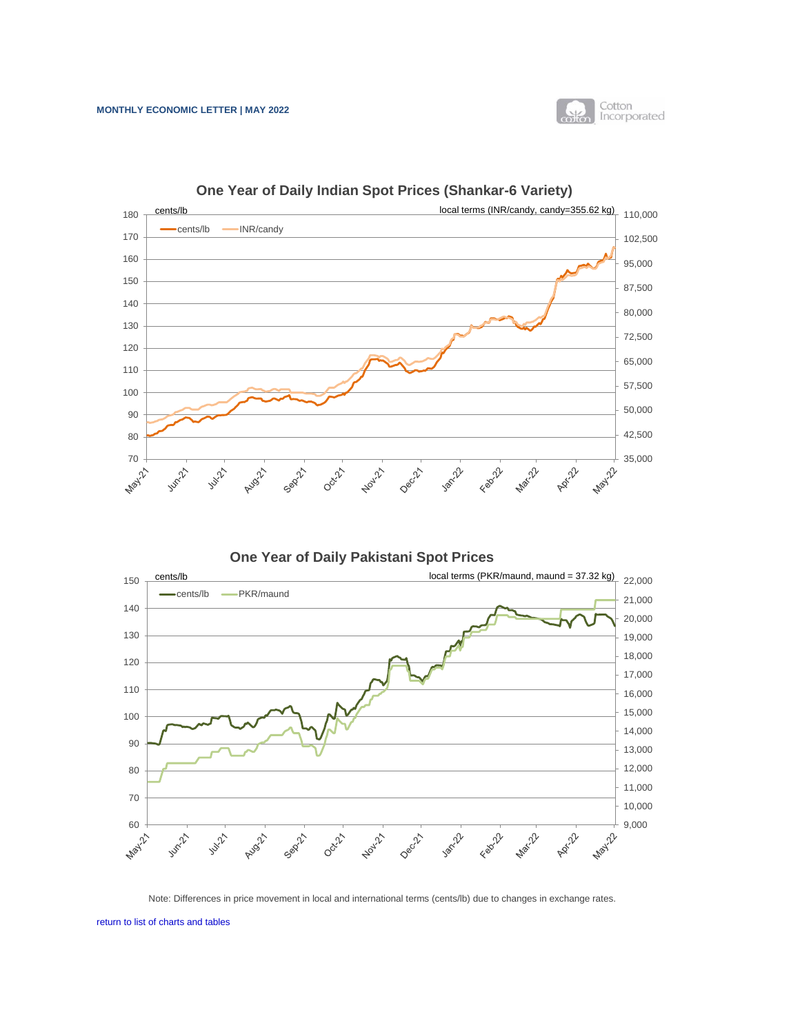## One Year of Daily Indian Spot Prices (Shankar-6 Variety)

cents/lb | local terms (INR/candy, candy=355.62 kg)

— cents/lb — INR/candy

## One Year of Daily Pakistani Spot Prices

cents/lb | local terms (PKR/maund, maund = 37.32 kg)

— cents/lb — PKR/maund

Note: Differences in price movement in local and international terms (cents/lb) due to changes in exchange rates.

return to list of charts and tables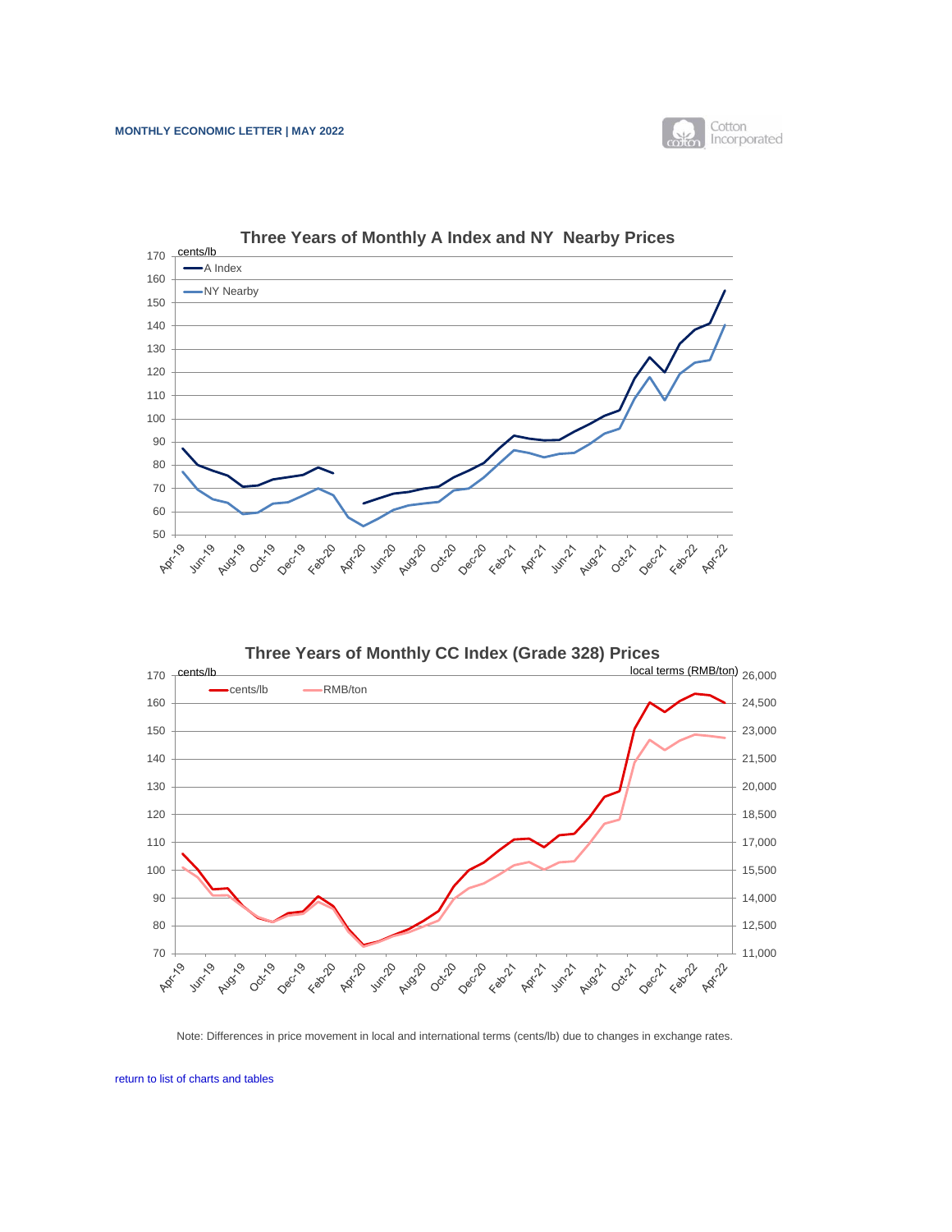## Three Years of Monthly A Index and NY Nearby Prices

## Three Years of Monthly CC Index (Grade 328) Prices

Note: Differences in price movement in local and international terms (cents/lb) due to changes in exchange rates.

return to list of charts and tables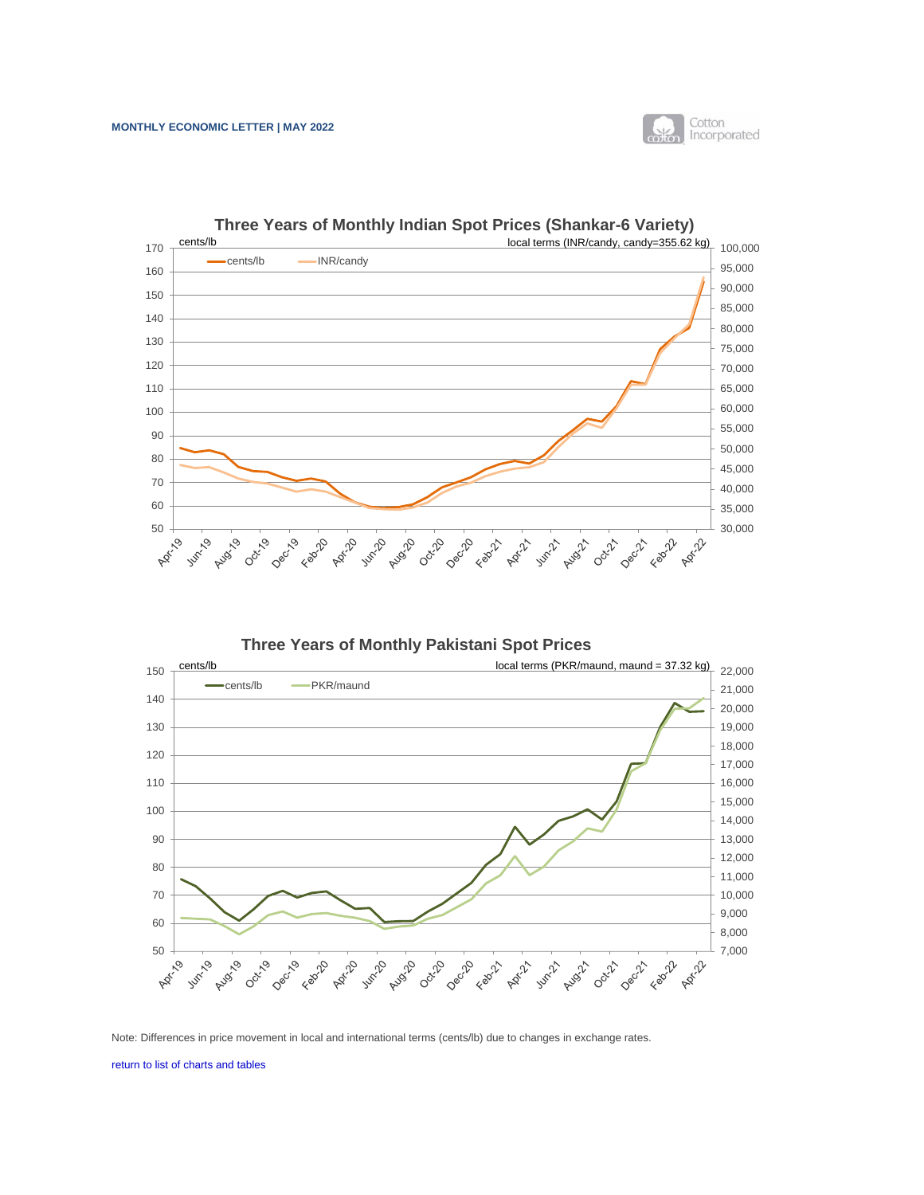### Three Years of Monthly Indian Spot Prices (Shankar-6 Variety)

cents/lb | local terms (INR/candy, candy=355.62 kg)

— cents/lb — INR/candy

### Three Years of Monthly Pakistani Spot Prices

cents/lb | local terms (PKR/maund, maund = 37.32 kg)

— cents/lb — PKR/maund

Note: Differences in price movement in local and international terms (cents/lb) due to changes in exchange rates.

return to list of charts and tables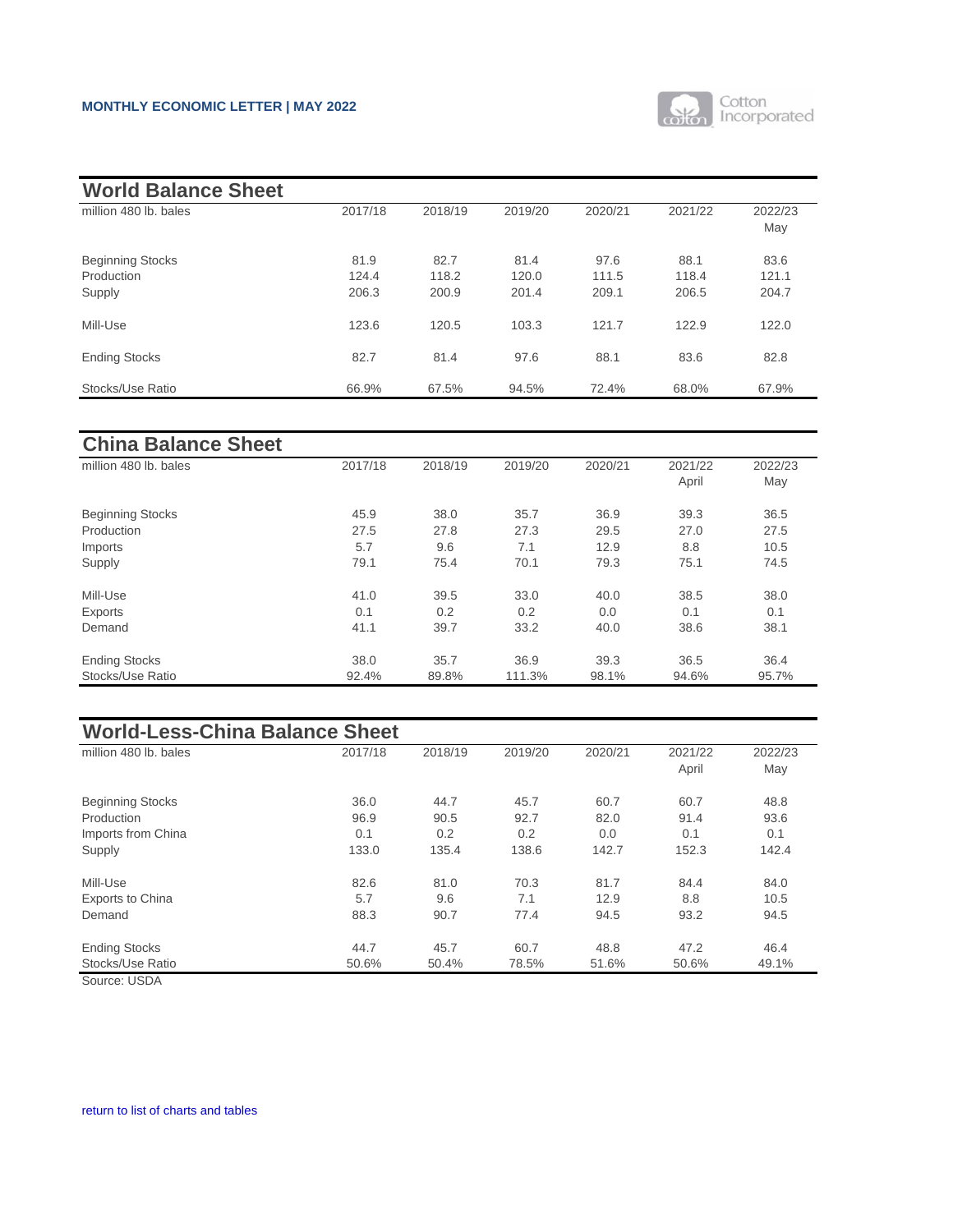## World Balance Sheet

| million 480 lb. bales | 2017/18 | 2018/19 | 2019/20 | 2020/21 | 2021/22 | 2022/23 May |
|---|---|---|---|---|---|---|
| Beginning Stocks | 81.9 | 82.7 | 81.4 | 97.6 | 88.1 | 83.6 |
| Production | 124.4 | 118.2 | 120.0 | 111.5 | 118.4 | 121.1 |
| Supply | 206.3 | 200.9 | 201.4 | 209.1 | 206.5 | 204.7 |
| Mill-Use | 123.6 | 120.5 | 103.3 | 121.7 | 122.9 | 122.0 |
| Ending Stocks | 82.7 | 81.4 | 97.6 | 88.1 | 83.6 | 82.8 |
| Stocks/Use Ratio | 66.9% | 67.5% | 94.5% | 72.4% | 68.0% | 67.9% |

## China Balance Sheet

| million 480 lb. bales | 2017/18 | 2018/19 | 2019/20 | 2020/21 | 2021/22 April | 2022/23 May |
|---|---|---|---|---|---|---|
| Beginning Stocks | 45.9 | 38.0 | 35.7 | 36.9 | 39.3 | 36.5 |
| Production | 27.5 | 27.8 | 27.3 | 29.5 | 27.0 | 27.5 |
| Imports | 5.7 | 9.6 | 7.1 | 12.9 | 8.8 | 10.5 |
| Supply | 79.1 | 75.4 | 70.1 | 79.3 | 75.1 | 74.5 |
| Mill-Use | 41.0 | 39.5 | 33.0 | 40.0 | 38.5 | 38.0 |
| Exports | 0.1 | 0.2 | 0.2 | 0.0 | 0.1 | 0.1 |
| Demand | 41.1 | 39.7 | 33.2 | 40.0 | 38.6 | 38.1 |
| Ending Stocks | 38.0 | 35.7 | 36.9 | 39.3 | 36.5 | 36.4 |
| Stocks/Use Ratio | 92.4% | 89.8% | 111.3% | 98.1% | 94.6% | 95.7% |

## World-Less-China Balance Sheet

| million 480 lb. bales | 2017/18 | 2018/19 | 2019/20 | 2020/21 | 2021/22 April | 2022/23 May |
|---|---|---|---|---|---|---|
| Beginning Stocks | 36.0 | 44.7 | 45.7 | 60.7 | 60.7 | 48.8 |
| Production | 96.9 | 90.5 | 92.7 | 82.0 | 91.4 | 93.6 |
| Imports from China | 0.1 | 0.2 | 0.2 | 0.0 | 0.1 | 0.1 |
| Supply | 133.0 | 135.4 | 138.6 | 142.7 | 152.3 | 142.4 |
| Mill-Use | 82.6 | 81.0 | 70.3 | 81.7 | 84.4 | 84.0 |
| Exports to China | 5.7 | 9.6 | 7.1 | 12.9 | 8.8 | 10.5 |
| Demand | 88.3 | 90.7 | 77.4 | 94.5 | 93.2 | 94.5 |
| Ending Stocks | 44.7 | 45.7 | 60.7 | 48.8 | 47.2 | 46.4 |
| Stocks/Use Ratio | 50.6% | 50.4% | 78.5% | 51.6% | 50.6% | 49.1% |

Source: USDA

return to list of charts and tables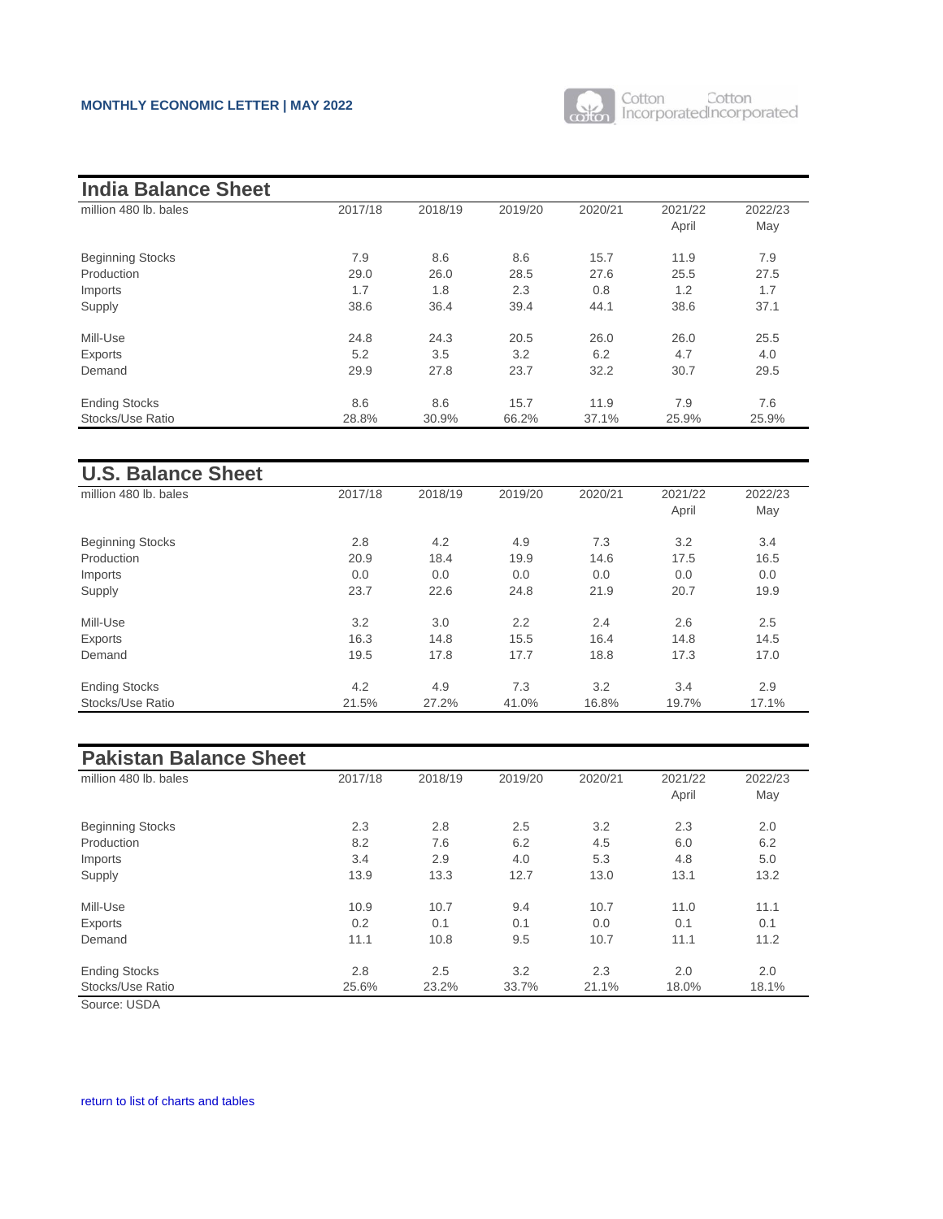## India Balance Sheet

| million 480 lb. bales | 2017/18 | 2018/19 | 2019/20 | 2020/21 | 2021/22 April | 2022/23 May |
|---|---|---|---|---|---|---|
| Beginning Stocks | 7.9 | 8.6 | 8.6 | 15.7 | 11.9 | 7.9 |
| Production | 29.0 | 26.0 | 28.5 | 27.6 | 25.5 | 27.5 |
| Imports | 1.7 | 1.8 | 2.3 | 0.8 | 1.2 | 1.7 |
| Supply | 38.6 | 36.4 | 39.4 | 44.1 | 38.6 | 37.1 |
| Mill-Use | 24.8 | 24.3 | 20.5 | 26.0 | 26.0 | 25.5 |
| Exports | 5.2 | 3.5 | 3.2 | 6.2 | 4.7 | 4.0 |
| Demand | 29.9 | 27.8 | 23.7 | 32.2 | 30.7 | 29.5 |
| Ending Stocks | 8.6 | 8.6 | 15.7 | 11.9 | 7.9 | 7.6 |
| Stocks/Use Ratio | 28.8% | 30.9% | 66.2% | 37.1% | 25.9% | 25.9% |

## U.S. Balance Sheet

| million 480 lb. bales | 2017/18 | 2018/19 | 2019/20 | 2020/21 | 2021/22 April | 2022/23 May |
|---|---|---|---|---|---|---|
| Beginning Stocks | 2.8 | 4.2 | 4.9 | 7.3 | 3.2 | 3.4 |
| Production | 20.9 | 18.4 | 19.9 | 14.6 | 17.5 | 16.5 |
| Imports | 0.0 | 0.0 | 0.0 | 0.0 | 0.0 | 0.0 |
| Supply | 23.7 | 22.6 | 24.8 | 21.9 | 20.7 | 19.9 |
| Mill-Use | 3.2 | 3.0 | 2.2 | 2.4 | 2.6 | 2.5 |
| Exports | 16.3 | 14.8 | 15.5 | 16.4 | 14.8 | 14.5 |
| Demand | 19.5 | 17.8 | 17.7 | 18.8 | 17.3 | 17.0 |
| Ending Stocks | 4.2 | 4.9 | 7.3 | 3.2 | 3.4 | 2.9 |
| Stocks/Use Ratio | 21.5% | 27.2% | 41.0% | 16.8% | 19.7% | 17.1% |

## Pakistan Balance Sheet

| million 480 lb. bales | 2017/18 | 2018/19 | 2019/20 | 2020/21 | 2021/22 April | 2022/23 May |
|---|---|---|---|---|---|---|
| Beginning Stocks | 2.3 | 2.8 | 2.5 | 3.2 | 2.3 | 2.0 |
| Production | 8.2 | 7.6 | 6.2 | 4.5 | 6.0 | 6.2 |
| Imports | 3.4 | 2.9 | 4.0 | 5.3 | 4.8 | 5.0 |
| Supply | 13.9 | 13.3 | 12.7 | 13.0 | 13.1 | 13.2 |
| Mill-Use | 10.9 | 10.7 | 9.4 | 10.7 | 11.0 | 11.1 |
| Exports | 0.2 | 0.1 | 0.1 | 0.0 | 0.1 | 0.1 |
| Demand | 11.1 | 10.8 | 9.5 | 10.7 | 11.1 | 11.2 |
| Ending Stocks | 2.8 | 2.5 | 3.2 | 2.3 | 2.0 | 2.0 |
| Stocks/Use Ratio | 25.6% | 23.2% | 33.7% | 21.1% | 18.0% | 18.1% |

Source: USDA

return to list of charts and tables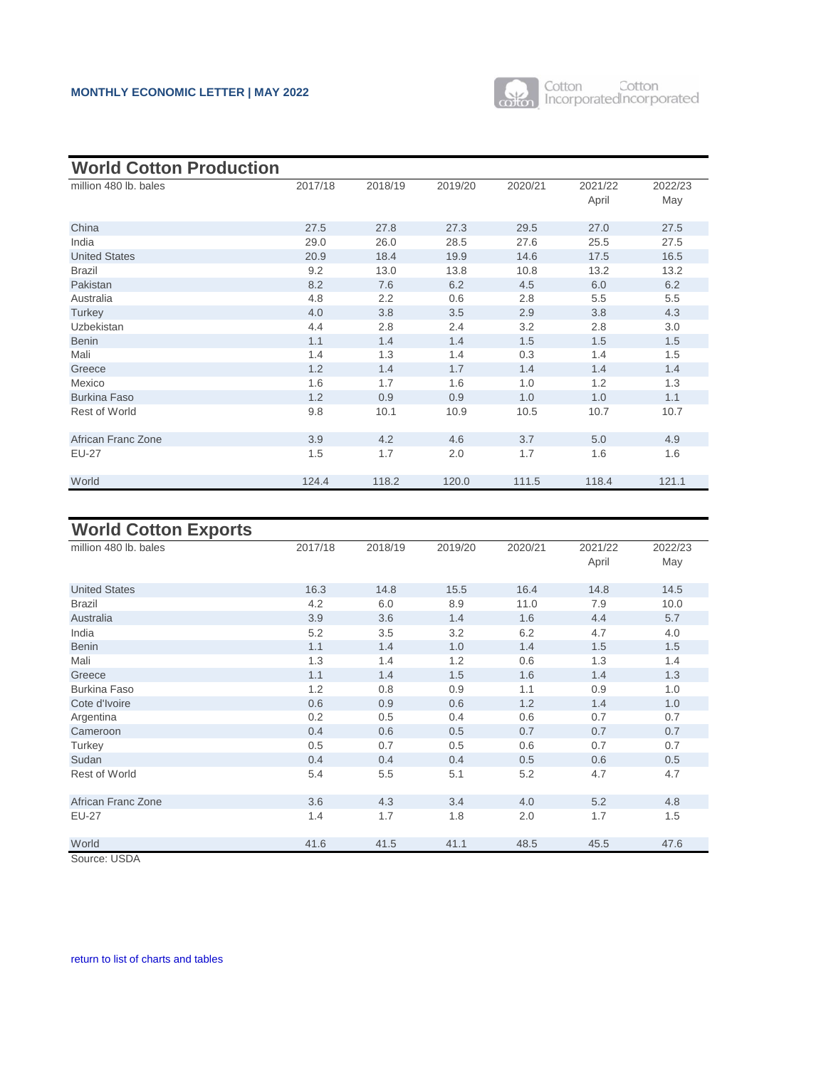## World Cotton Production

| million 480 lb. bales | 2017/18 | 2018/19 | 2019/20 | 2020/21 | 2021/22 April | 2022/23 May |
|---|---|---|---|---|---|---|
| China | 27.5 | 27.8 | 27.3 | 29.5 | 27.0 | 27.5 |
| India | 29.0 | 26.0 | 28.5 | 27.6 | 25.5 | 27.5 |
| United States | 20.9 | 18.4 | 19.9 | 14.6 | 17.5 | 16.5 |
| Brazil | 9.2 | 13.0 | 13.8 | 10.8 | 13.2 | 13.2 |
| Pakistan | 8.2 | 7.6 | 6.2 | 4.5 | 6.0 | 6.2 |
| Australia | 4.8 | 2.2 | 0.6 | 2.8 | 5.5 | 5.5 |
| Turkey | 4.0 | 3.8 | 3.5 | 2.9 | 3.8 | 4.3 |
| Uzbekistan | 4.4 | 2.8 | 2.4 | 3.2 | 2.8 | 3.0 |
| Benin | 1.1 | 1.4 | 1.4 | 1.5 | 1.5 | 1.5 |
| Mali | 1.4 | 1.3 | 1.4 | 0.3 | 1.4 | 1.5 |
| Greece | 1.2 | 1.4 | 1.7 | 1.4 | 1.4 | 1.4 |
| Mexico | 1.6 | 1.7 | 1.6 | 1.0 | 1.2 | 1.3 |
| Burkina Faso | 1.2 | 0.9 | 0.9 | 1.0 | 1.0 | 1.1 |
| Rest of World | 9.8 | 10.1 | 10.9 | 10.5 | 10.7 | 10.7 |
| African Franc Zone | 3.9 | 4.2 | 4.6 | 3.7 | 5.0 | 4.9 |
| EU-27 | 1.5 | 1.7 | 2.0 | 1.7 | 1.6 | 1.6 |
| World | 124.4 | 118.2 | 120.0 | 111.5 | 118.4 | 121.1 |

## World Cotton Exports

| million 480 lb. bales | 2017/18 | 2018/19 | 2019/20 | 2020/21 | 2021/22 April | 2022/23 May |
|---|---|---|---|---|---|---|
| United States | 16.3 | 14.8 | 15.5 | 16.4 | 14.8 | 14.5 |
| Brazil | 4.2 | 6.0 | 8.9 | 11.0 | 7.9 | 10.0 |
| Australia | 3.9 | 3.6 | 1.4 | 1.6 | 4.4 | 5.7 |
| India | 5.2 | 3.5 | 3.2 | 6.2 | 4.7 | 4.0 |
| Benin | 1.1 | 1.4 | 1.0 | 1.4 | 1.5 | 1.5 |
| Mali | 1.3 | 1.4 | 1.2 | 0.6 | 1.3 | 1.4 |
| Greece | 1.1 | 1.4 | 1.5 | 1.6 | 1.4 | 1.3 |
| Burkina Faso | 1.2 | 0.8 | 0.9 | 1.1 | 0.9 | 1.0 |
| Cote d'Ivoire | 0.6 | 0.9 | 0.6 | 1.2 | 1.4 | 1.0 |
| Argentina | 0.2 | 0.5 | 0.4 | 0.6 | 0.7 | 0.7 |
| Cameroon | 0.4 | 0.6 | 0.5 | 0.7 | 0.7 | 0.7 |
| Turkey | 0.5 | 0.7 | 0.5 | 0.6 | 0.7 | 0.7 |
| Sudan | 0.4 | 0.4 | 0.4 | 0.5 | 0.6 | 0.5 |
| Rest of World | 5.4 | 5.5 | 5.1 | 5.2 | 4.7 | 4.7 |
| African Franc Zone | 3.6 | 4.3 | 3.4 | 4.0 | 5.2 | 4.8 |
| EU-27 | 1.4 | 1.7 | 1.8 | 2.0 | 1.7 | 1.5 |
| World | 41.6 | 41.5 | 41.1 | 48.5 | 45.5 | 47.6 |

Source: USDA

return to list of charts and tables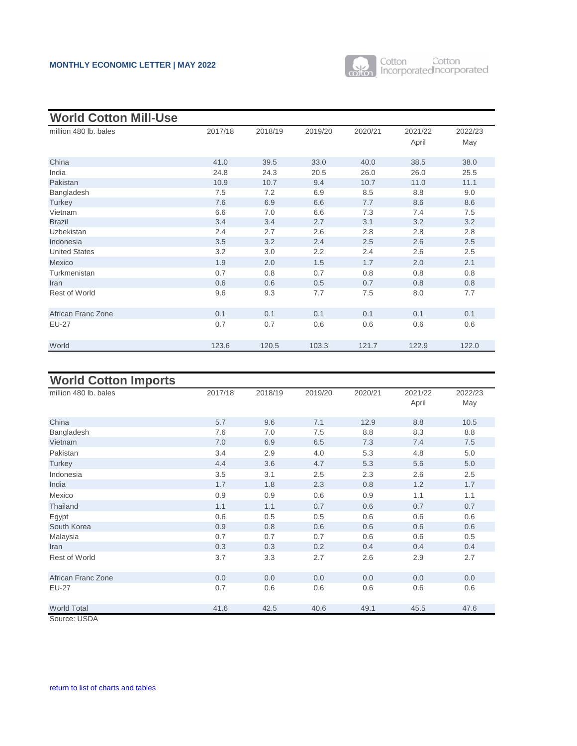## World Cotton Mill-Use

| million 480 lb. bales | 2017/18 | 2018/19 | 2019/20 | 2020/21 | 2021/22 April | 2022/23 May |
|---|---|---|---|---|---|---|
| China | 41.0 | 39.5 | 33.0 | 40.0 | 38.5 | 38.0 |
| India | 24.8 | 24.3 | 20.5 | 26.0 | 26.0 | 25.5 |
| Pakistan | 10.9 | 10.7 | 9.4 | 10.7 | 11.0 | 11.1 |
| Bangladesh | 7.5 | 7.2 | 6.9 | 8.5 | 8.8 | 9.0 |
| Turkey | 7.6 | 6.9 | 6.6 | 7.7 | 8.6 | 8.6 |
| Vietnam | 6.6 | 7.0 | 6.6 | 7.3 | 7.4 | 7.5 |
| Brazil | 3.4 | 3.4 | 2.7 | 3.1 | 3.2 | 3.2 |
| Uzbekistan | 2.4 | 2.7 | 2.6 | 2.8 | 2.8 | 2.8 |
| Indonesia | 3.5 | 3.2 | 2.4 | 2.5 | 2.6 | 2.5 |
| United States | 3.2 | 3.0 | 2.2 | 2.4 | 2.6 | 2.5 |
| Mexico | 1.9 | 2.0 | 1.5 | 1.7 | 2.0 | 2.1 |
| Turkmenistan | 0.7 | 0.8 | 0.7 | 0.8 | 0.8 | 0.8 |
| Iran | 0.6 | 0.6 | 0.5 | 0.7 | 0.8 | 0.8 |
| Rest of World | 9.6 | 9.3 | 7.7 | 7.5 | 8.0 | 7.7 |
| African Franc Zone | 0.1 | 0.1 | 0.1 | 0.1 | 0.1 | 0.1 |
| EU-27 | 0.7 | 0.7 | 0.6 | 0.6 | 0.6 | 0.6 |
| World | 123.6 | 120.5 | 103.3 | 121.7 | 122.9 | 122.0 |

## World Cotton Imports

| million 480 lb. bales | 2017/18 | 2018/19 | 2019/20 | 2020/21 | 2021/22 April | 2022/23 May |
|---|---|---|---|---|---|---|
| China | 5.7 | 9.6 | 7.1 | 12.9 | 8.8 | 10.5 |
| Bangladesh | 7.6 | 7.0 | 7.5 | 8.8 | 8.3 | 8.8 |
| Vietnam | 7.0 | 6.9 | 6.5 | 7.3 | 7.4 | 7.5 |
| Pakistan | 3.4 | 2.9 | 4.0 | 5.3 | 4.8 | 5.0 |
| Turkey | 4.4 | 3.6 | 4.7 | 5.3 | 5.6 | 5.0 |
| Indonesia | 3.5 | 3.1 | 2.5 | 2.3 | 2.6 | 2.5 |
| India | 1.7 | 1.8 | 2.3 | 0.8 | 1.2 | 1.7 |
| Mexico | 0.9 | 0.9 | 0.6 | 0.9 | 1.1 | 1.1 |
| Thailand | 1.1 | 1.1 | 0.7 | 0.6 | 0.7 | 0.7 |
| Egypt | 0.6 | 0.5 | 0.5 | 0.6 | 0.6 | 0.6 |
| South Korea | 0.9 | 0.8 | 0.6 | 0.6 | 0.6 | 0.6 |
| Malaysia | 0.7 | 0.7 | 0.7 | 0.6 | 0.6 | 0.5 |
| Iran | 0.3 | 0.3 | 0.2 | 0.4 | 0.4 | 0.4 |
| Rest of World | 3.7 | 3.3 | 2.7 | 2.6 | 2.9 | 2.7 |
| African Franc Zone | 0.0 | 0.0 | 0.0 | 0.0 | 0.0 | 0.0 |
| EU-27 | 0.7 | 0.6 | 0.6 | 0.6 | 0.6 | 0.6 |
| World Total | 41.6 | 42.5 | 40.6 | 49.1 | 45.5 | 47.6 |

Source: USDA

return to list of charts and tables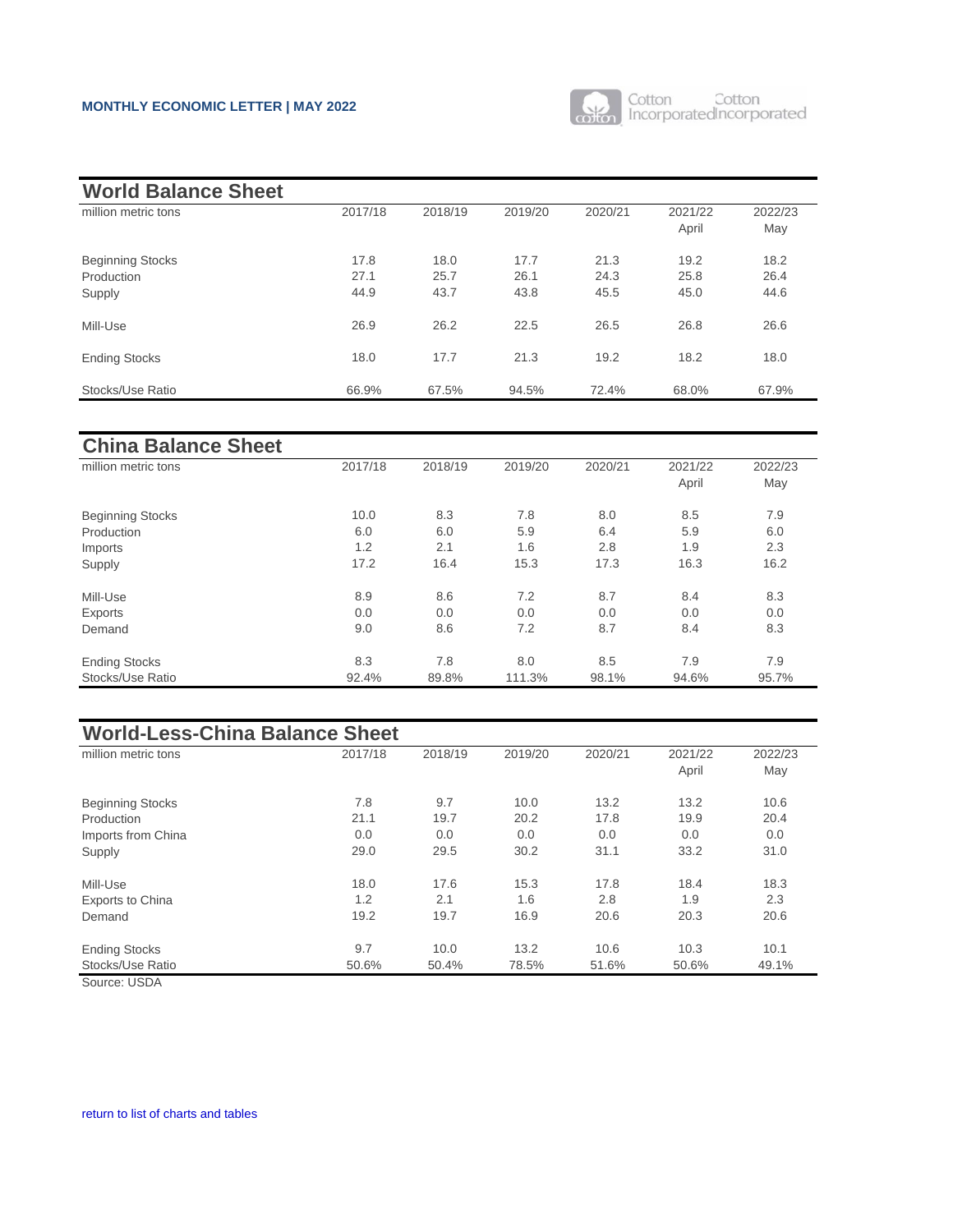## World Balance Sheet

| million metric tons | 2017/18 | 2018/19 | 2019/20 | 2020/21 | 2021/22 April | 2022/23 May |
|---|---|---|---|---|---|---|
| Beginning Stocks | 17.8 | 18.0 | 17.7 | 21.3 | 19.2 | 18.2 |
| Production | 27.1 | 25.7 | 26.1 | 24.3 | 25.8 | 26.4 |
| Supply | 44.9 | 43.7 | 43.8 | 45.5 | 45.0 | 44.6 |
| Mill-Use | 26.9 | 26.2 | 22.5 | 26.5 | 26.8 | 26.6 |
| Ending Stocks | 18.0 | 17.7 | 21.3 | 19.2 | 18.2 | 18.0 |
| Stocks/Use Ratio | 66.9% | 67.5% | 94.5% | 72.4% | 68.0% | 67.9% |

## China Balance Sheet

| million metric tons | 2017/18 | 2018/19 | 2019/20 | 2020/21 | 2021/22 April | 2022/23 May |
|---|---|---|---|---|---|---|
| Beginning Stocks | 10.0 | 8.3 | 7.8 | 8.0 | 8.5 | 7.9 |
| Production | 6.0 | 6.0 | 5.9 | 6.4 | 5.9 | 6.0 |
| Imports | 1.2 | 2.1 | 1.6 | 2.8 | 1.9 | 2.3 |
| Supply | 17.2 | 16.4 | 15.3 | 17.3 | 16.3 | 16.2 |
| Mill-Use | 8.9 | 8.6 | 7.2 | 8.7 | 8.4 | 8.3 |
| Exports | 0.0 | 0.0 | 0.0 | 0.0 | 0.0 | 0.0 |
| Demand | 9.0 | 8.6 | 7.2 | 8.7 | 8.4 | 8.3 |
| Ending Stocks | 8.3 | 7.8 | 8.0 | 8.5 | 7.9 | 7.9 |
| Stocks/Use Ratio | 92.4% | 89.8% | 111.3% | 98.1% | 94.6% | 95.7% |

## World-Less-China Balance Sheet

| million metric tons | 2017/18 | 2018/19 | 2019/20 | 2020/21 | 2021/22 April | 2022/23 May |
|---|---|---|---|---|---|---|
| Beginning Stocks | 7.8 | 9.7 | 10.0 | 13.2 | 13.2 | 10.6 |
| Production | 21.1 | 19.7 | 20.2 | 17.8 | 19.9 | 20.4 |
| Imports from China | 0.0 | 0.0 | 0.0 | 0.0 | 0.0 | 0.0 |
| Supply | 29.0 | 29.5 | 30.2 | 31.1 | 33.2 | 31.0 |
| Mill-Use | 18.0 | 17.6 | 15.3 | 17.8 | 18.4 | 18.3 |
| Exports to China | 1.2 | 2.1 | 1.6 | 2.8 | 1.9 | 2.3 |
| Demand | 19.2 | 19.7 | 16.9 | 20.6 | 20.3 | 20.6 |
| Ending Stocks | 9.7 | 10.0 | 13.2 | 10.6 | 10.3 | 10.1 |
| Stocks/Use Ratio | 50.6% | 50.4% | 78.5% | 51.6% | 50.6% | 49.1% |

Source: USDA

return to list of charts and tables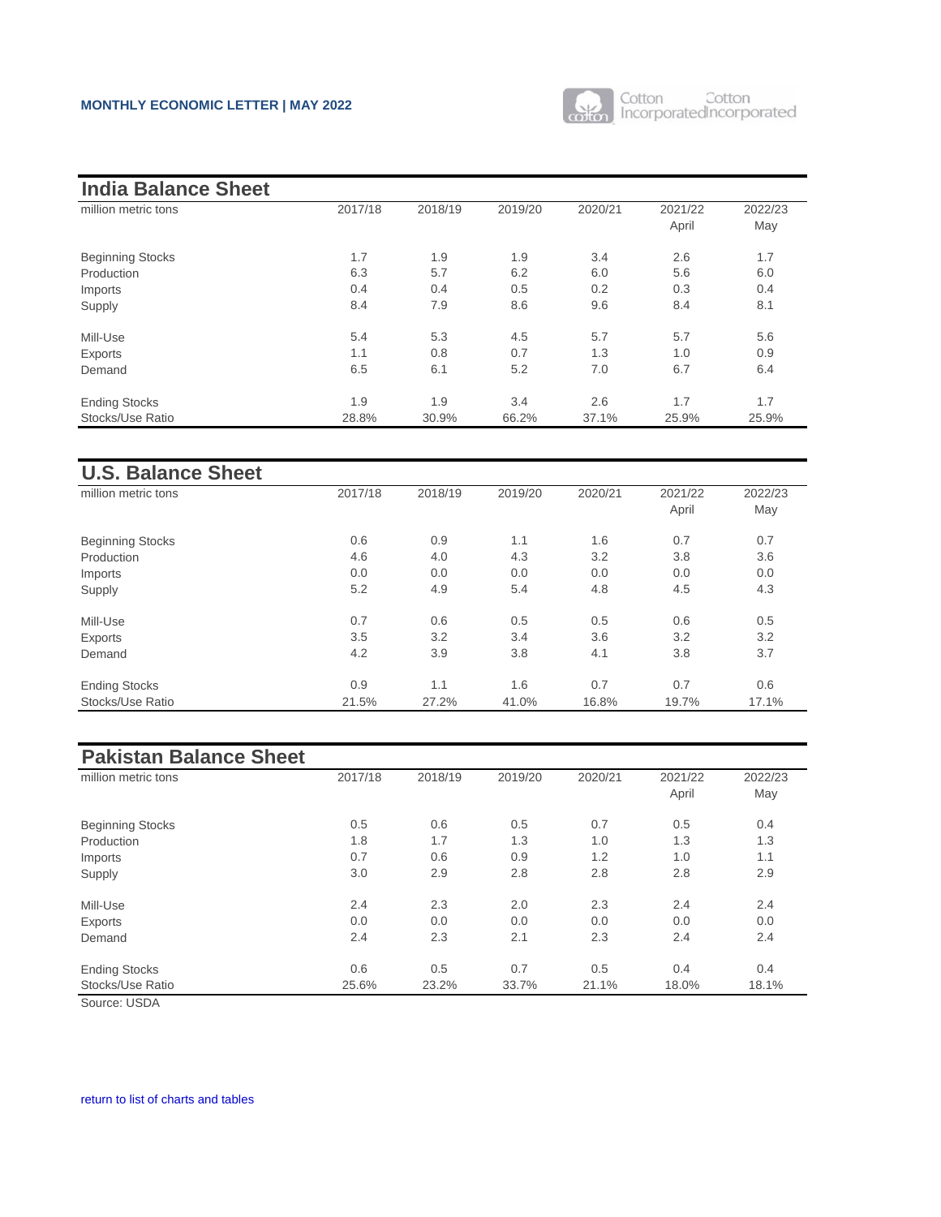## India Balance Sheet

| million metric tons | 2017/18 | 2018/19 | 2019/20 | 2020/21 | 2021/22 April | 2022/23 May |
|---|---|---|---|---|---|---|
| Beginning Stocks | 1.7 | 1.9 | 1.9 | 3.4 | 2.6 | 1.7 |
| Production | 6.3 | 5.7 | 6.2 | 6.0 | 5.6 | 6.0 |
| Imports | 0.4 | 0.4 | 0.5 | 0.2 | 0.3 | 0.4 |
| Supply | 8.4 | 7.9 | 8.6 | 9.6 | 8.4 | 8.1 |
| Mill-Use | 5.4 | 5.3 | 4.5 | 5.7 | 5.7 | 5.6 |
| Exports | 1.1 | 0.8 | 0.7 | 1.3 | 1.0 | 0.9 |
| Demand | 6.5 | 6.1 | 5.2 | 7.0 | 6.7 | 6.4 |
| Ending Stocks | 1.9 | 1.9 | 3.4 | 2.6 | 1.7 | 1.7 |
| Stocks/Use Ratio | 28.8% | 30.9% | 66.2% | 37.1% | 25.9% | 25.9% |

## U.S. Balance Sheet

| million metric tons | 2017/18 | 2018/19 | 2019/20 | 2020/21 | 2021/22 April | 2022/23 May |
|---|---|---|---|---|---|---|
| Beginning Stocks | 0.6 | 0.9 | 1.1 | 1.6 | 0.7 | 0.7 |
| Production | 4.6 | 4.0 | 4.3 | 3.2 | 3.8 | 3.6 |
| Imports | 0.0 | 0.0 | 0.0 | 0.0 | 0.0 | 0.0 |
| Supply | 5.2 | 4.9 | 5.4 | 4.8 | 4.5 | 4.3 |
| Mill-Use | 0.7 | 0.6 | 0.5 | 0.5 | 0.6 | 0.5 |
| Exports | 3.5 | 3.2 | 3.4 | 3.6 | 3.2 | 3.2 |
| Demand | 4.2 | 3.9 | 3.8 | 4.1 | 3.8 | 3.7 |
| Ending Stocks | 0.9 | 1.1 | 1.6 | 0.7 | 0.7 | 0.6 |
| Stocks/Use Ratio | 21.5% | 27.2% | 41.0% | 16.8% | 19.7% | 17.1% |

## Pakistan Balance Sheet

| million metric tons | 2017/18 | 2018/19 | 2019/20 | 2020/21 | 2021/22 April | 2022/23 May |
|---|---|---|---|---|---|---|
| Beginning Stocks | 0.5 | 0.6 | 0.5 | 0.7 | 0.5 | 0.4 |
| Production | 1.8 | 1.7 | 1.3 | 1.0 | 1.3 | 1.3 |
| Imports | 0.7 | 0.6 | 0.9 | 1.2 | 1.0 | 1.1 |
| Supply | 3.0 | 2.9 | 2.8 | 2.8 | 2.8 | 2.9 |
| Mill-Use | 2.4 | 2.3 | 2.0 | 2.3 | 2.4 | 2.4 |
| Exports | 0.0 | 0.0 | 0.0 | 0.0 | 0.0 | 0.0 |
| Demand | 2.4 | 2.3 | 2.1 | 2.3 | 2.4 | 2.4 |
| Ending Stocks | 0.6 | 0.5 | 0.7 | 0.5 | 0.4 | 0.4 |
| Stocks/Use Ratio | 25.6% | 23.2% | 33.7% | 21.1% | 18.0% | 18.1% |

Source: USDA

return to list of charts and tables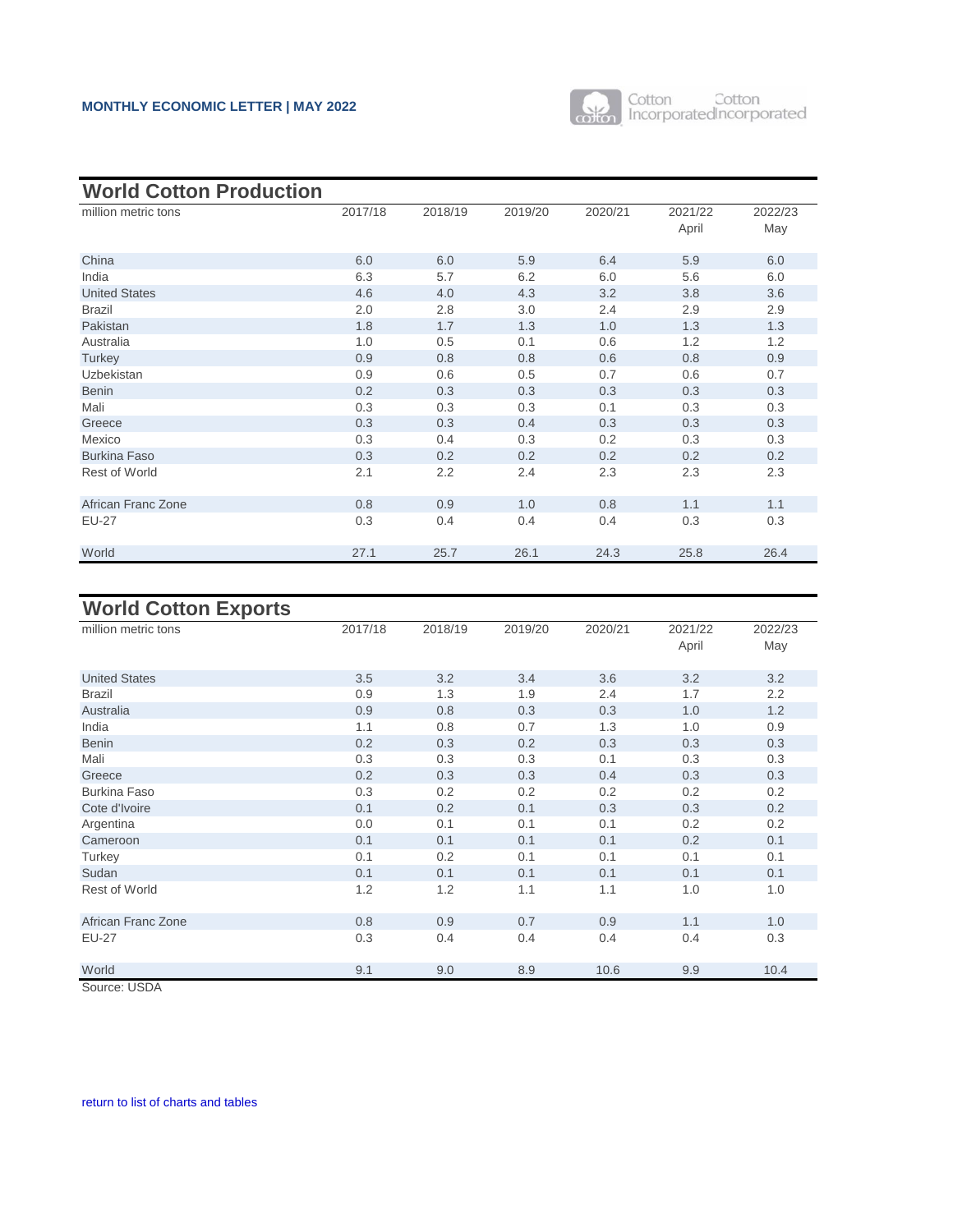## World Cotton Production

| million metric tons | 2017/18 | 2018/19 | 2019/20 | 2020/21 | 2021/22 April | 2022/23 May |
|---|---|---|---|---|---|---|
| China | 6.0 | 6.0 | 5.9 | 6.4 | 5.9 | 6.0 |
| India | 6.3 | 5.7 | 6.2 | 6.0 | 5.6 | 6.0 |
| United States | 4.6 | 4.0 | 4.3 | 3.2 | 3.8 | 3.6 |
| Brazil | 2.0 | 2.8 | 3.0 | 2.4 | 2.9 | 2.9 |
| Pakistan | 1.8 | 1.7 | 1.3 | 1.0 | 1.3 | 1.3 |
| Australia | 1.0 | 0.5 | 0.1 | 0.6 | 1.2 | 1.2 |
| Turkey | 0.9 | 0.8 | 0.8 | 0.6 | 0.8 | 0.9 |
| Uzbekistan | 0.9 | 0.6 | 0.5 | 0.7 | 0.6 | 0.7 |
| Benin | 0.2 | 0.3 | 0.3 | 0.3 | 0.3 | 0.3 |
| Mali | 0.3 | 0.3 | 0.3 | 0.1 | 0.3 | 0.3 |
| Greece | 0.3 | 0.3 | 0.4 | 0.3 | 0.3 | 0.3 |
| Mexico | 0.3 | 0.4 | 0.3 | 0.2 | 0.3 | 0.3 |
| Burkina Faso | 0.3 | 0.2 | 0.2 | 0.2 | 0.2 | 0.2 |
| Rest of World | 2.1 | 2.2 | 2.4 | 2.3 | 2.3 | 2.3 |
| African Franc Zone | 0.8 | 0.9 | 1.0 | 0.8 | 1.1 | 1.1 |
| EU-27 | 0.3 | 0.4 | 0.4 | 0.4 | 0.3 | 0.3 |
| World | 27.1 | 25.7 | 26.1 | 24.3 | 25.8 | 26.4 |

## World Cotton Exports

| million metric tons | 2017/18 | 2018/19 | 2019/20 | 2020/21 | 2021/22 April | 2022/23 May |
|---|---|---|---|---|---|---|
| United States | 3.5 | 3.2 | 3.4 | 3.6 | 3.2 | 3.2 |
| Brazil | 0.9 | 1.3 | 1.9 | 2.4 | 1.7 | 2.2 |
| Australia | 0.9 | 0.8 | 0.3 | 0.3 | 1.0 | 1.2 |
| India | 1.1 | 0.8 | 0.7 | 1.3 | 1.0 | 0.9 |
| Benin | 0.2 | 0.3 | 0.2 | 0.3 | 0.3 | 0.3 |
| Mali | 0.3 | 0.3 | 0.3 | 0.1 | 0.3 | 0.3 |
| Greece | 0.2 | 0.3 | 0.3 | 0.4 | 0.3 | 0.3 |
| Burkina Faso | 0.3 | 0.2 | 0.2 | 0.2 | 0.2 | 0.2 |
| Cote d'Ivoire | 0.1 | 0.2 | 0.1 | 0.3 | 0.3 | 0.2 |
| Argentina | 0.0 | 0.1 | 0.1 | 0.1 | 0.2 | 0.2 |
| Cameroon | 0.1 | 0.1 | 0.1 | 0.1 | 0.2 | 0.1 |
| Turkey | 0.1 | 0.2 | 0.1 | 0.1 | 0.1 | 0.1 |
| Sudan | 0.1 | 0.1 | 0.1 | 0.1 | 0.1 | 0.1 |
| Rest of World | 1.2 | 1.2 | 1.1 | 1.1 | 1.0 | 1.0 |
| African Franc Zone | 0.8 | 0.9 | 0.7 | 0.9 | 1.1 | 1.0 |
| EU-27 | 0.3 | 0.4 | 0.4 | 0.4 | 0.4 | 0.3 |
| World | 9.1 | 9.0 | 8.9 | 10.6 | 9.9 | 10.4 |

Source: USDA

return to list of charts and tables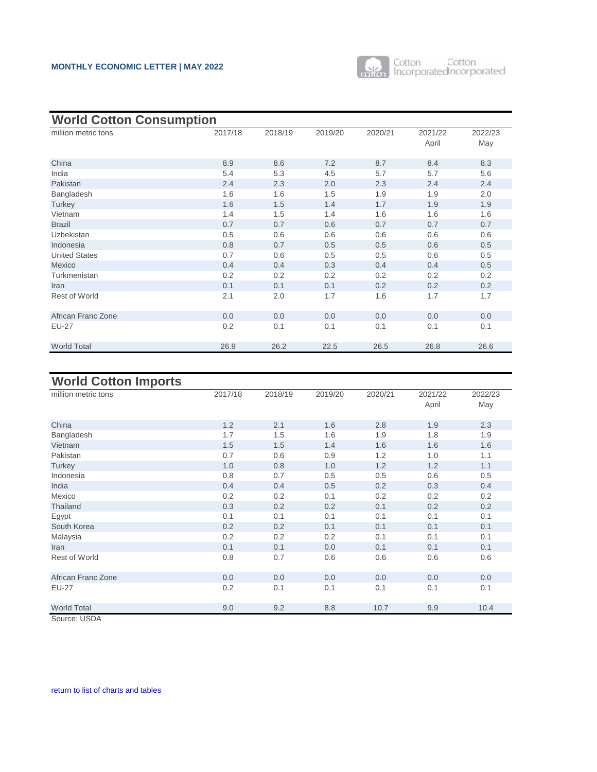## World Cotton Consumption

| million metric tons | 2017/18 | 2018/19 | 2019/20 | 2020/21 | 2021/22 April | 2022/23 May |
|---|---|---|---|---|---|---|
| China | 8.9 | 8.6 | 7.2 | 8.7 | 8.4 | 8.3 |
| India | 5.4 | 5.3 | 4.5 | 5.7 | 5.7 | 5.6 |
| Pakistan | 2.4 | 2.3 | 2.0 | 2.3 | 2.4 | 2.4 |
| Bangladesh | 1.6 | 1.6 | 1.5 | 1.9 | 1.9 | 2.0 |
| Turkey | 1.6 | 1.5 | 1.4 | 1.7 | 1.9 | 1.9 |
| Vietnam | 1.4 | 1.5 | 1.4 | 1.6 | 1.6 | 1.6 |
| Brazil | 0.7 | 0.7 | 0.6 | 0.7 | 0.7 | 0.7 |
| Uzbekistan | 0.5 | 0.6 | 0.6 | 0.6 | 0.6 | 0.6 |
| Indonesia | 0.8 | 0.7 | 0.5 | 0.5 | 0.6 | 0.5 |
| United States | 0.7 | 0.6 | 0.5 | 0.5 | 0.6 | 0.5 |
| Mexico | 0.4 | 0.4 | 0.3 | 0.4 | 0.4 | 0.5 |
| Turkmenistan | 0.2 | 0.2 | 0.2 | 0.2 | 0.2 | 0.2 |
| Iran | 0.1 | 0.1 | 0.1 | 0.2 | 0.2 | 0.2 |
| Rest of World | 2.1 | 2.0 | 1.7 | 1.6 | 1.7 | 1.7 |
| African Franc Zone | 0.0 | 0.0 | 0.0 | 0.0 | 0.0 | 0.0 |
| EU-27 | 0.2 | 0.1 | 0.1 | 0.1 | 0.1 | 0.1 |
| World Total | 26.9 | 26.2 | 22.5 | 26.5 | 26.8 | 26.6 |

## World Cotton Imports

| million metric tons | 2017/18 | 2018/19 | 2019/20 | 2020/21 | 2021/22 April | 2022/23 May |
|---|---|---|---|---|---|---|
| China | 1.2 | 2.1 | 1.6 | 2.8 | 1.9 | 2.3 |
| Bangladesh | 1.7 | 1.5 | 1.6 | 1.9 | 1.8 | 1.9 |
| Vietnam | 1.5 | 1.5 | 1.4 | 1.6 | 1.6 | 1.6 |
| Pakistan | 0.7 | 0.6 | 0.9 | 1.2 | 1.0 | 1.1 |
| Turkey | 1.0 | 0.8 | 1.0 | 1.2 | 1.2 | 1.1 |
| Indonesia | 0.8 | 0.7 | 0.5 | 0.5 | 0.6 | 0.5 |
| India | 0.4 | 0.4 | 0.5 | 0.2 | 0.3 | 0.4 |
| Mexico | 0.2 | 0.2 | 0.1 | 0.2 | 0.2 | 0.2 |
| Thailand | 0.3 | 0.2 | 0.2 | 0.1 | 0.2 | 0.2 |
| Egypt | 0.1 | 0.1 | 0.1 | 0.1 | 0.1 | 0.1 |
| South Korea | 0.2 | 0.2 | 0.1 | 0.1 | 0.1 | 0.1 |
| Malaysia | 0.2 | 0.2 | 0.2 | 0.1 | 0.1 | 0.1 |
| Iran | 0.1 | 0.1 | 0.0 | 0.1 | 0.1 | 0.1 |
| Rest of World | 0.8 | 0.7 | 0.6 | 0.6 | 0.6 | 0.6 |
| African Franc Zone | 0.0 | 0.0 | 0.0 | 0.0 | 0.0 | 0.0 |
| EU-27 | 0.2 | 0.1 | 0.1 | 0.1 | 0.1 | 0.1 |
| World Total | 9.0 | 9.2 | 8.8 | 10.7 | 9.9 | 10.4 |

Source: USDA

return to list of charts and tables